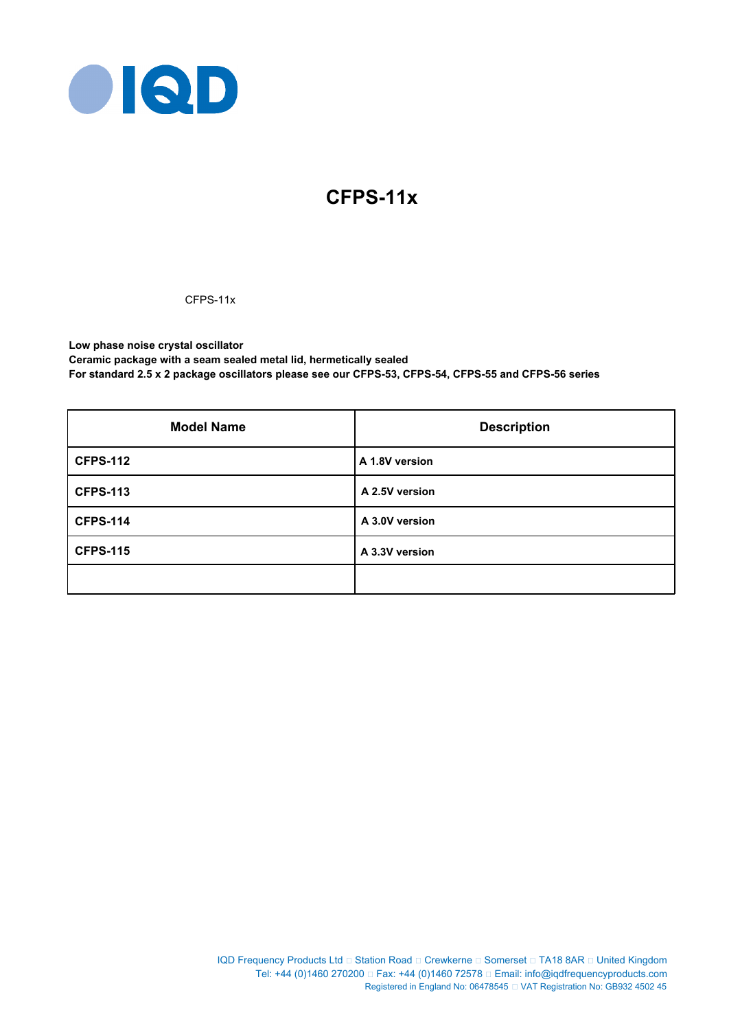# CFPS-11x

CFPS-11x

**Low phase noise crystal oscillator**
**Ceramic package with a seam sealed metal lid, hermetically sealed**
**For standard 2.5 x 2 package oscillators please see our CFPS-53, CFPS-54, CFPS-55 and CFPS-56 series**

| Model Name | Description |
|---|---|
| **CFPS-112** | **A 1.8V version** |
| **CFPS-113** | **A 2.5V version** |
| **CFPS-114** | **A 3.0V version** |
| **CFPS-115** | **A 3.3V version** |
| | |

IQD Frequency Products Ltd □ Station Road □ Crewkerne □ Somerset □ TA18 8AR □ United Kingdom
Tel: +44 (0)1460 270200 □ Fax: +44 (0)1460 72578 □ Email: info@iqdfrequencyproducts.com
Registered in England No: 06478545 □ VAT Registration No: GB932 4502 45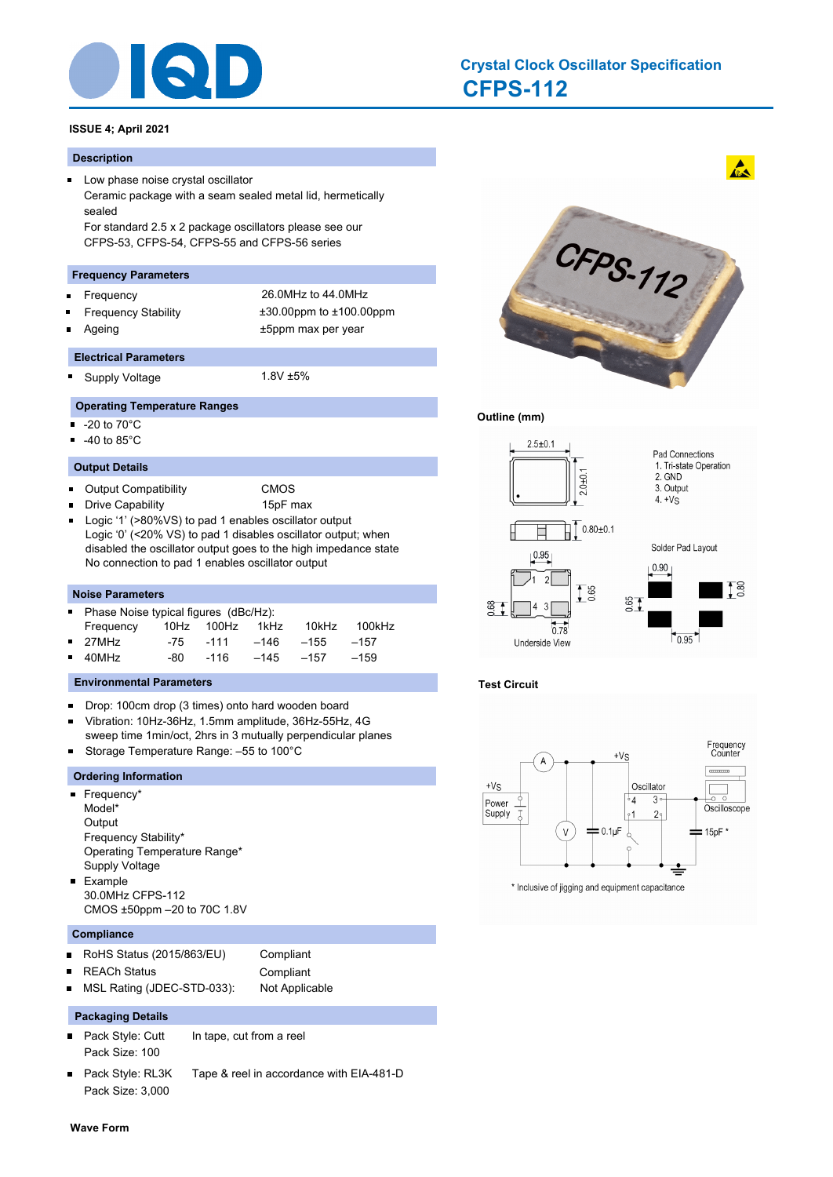# Crystal Clock Oscillator Specification

# CFPS-112

**ISSUE 4; April 2021**

## Description

- Low phase noise crystal oscillator
  Ceramic package with a seam sealed metal lid, hermetically sealed
  For standard 2.5 x 2 package oscillators please see our CFPS-53, CFPS-54, CFPS-55 and CFPS-56 series

## Frequency Parameters

- Frequency — 26.0MHz to 44.0MHz
- Frequency Stability — ±30.00ppm to ±100.00ppm
- Ageing — ±5ppm max per year

## Electrical Parameters

- Supply Voltage — 1.8V ±5%

## Operating Temperature Ranges

- -20 to 70°C
- -40 to 85°C

## Output Details

- Output Compatibility — CMOS
- Drive Capability — 15pF max
- Logic '1' (>80%VS) to pad 1 enables oscillator output
  Logic '0' (<20% VS) to pad 1 disables oscillator output; when disabled the oscillator output goes to the high impedance state
  No connection to pad 1 enables oscillator output

## Noise Parameters

- Phase Noise typical figures (dBc/Hz):

| Frequency | 10Hz | 100Hz | 1kHz | 10kHz | 100kHz |
|---|---|---|---|---|---|
| 27MHz | -75 | -111 | –146 | –155 | –157 |
| 40MHz | -80 | -116 | –145 | –157 | –159 |

## Environmental Parameters

- Drop: 100cm drop (3 times) onto hard wooden board
- Vibration: 10Hz-36Hz, 1.5mm amplitude, 36Hz-55Hz, 4G sweep time 1min/oct, 2hrs in 3 mutually perpendicular planes
- Storage Temperature Range: –55 to 100°C

## Ordering Information

- Frequency*
  Model*
  Output
  Frequency Stability*
  Operating Temperature Range*
  Supply Voltage
- Example
  30.0MHz CFPS-112
  CMOS ±50ppm –20 to 70C 1.8V

## Compliance

- RoHS Status (2015/863/EU) — Compliant
- REACh Status — Compliant
- MSL Rating (JDEC-STD-033): — Not Applicable

## Packaging Details

- Pack Style: Cutt — In tape, cut from a reel
  Pack Size: 100
- Pack Style: RL3K — Tape & reel in accordance with EIA-481-D
  Pack Size: 3,000

## Outline (mm)

2.5±0.1; 2.0±0.1; 0.80±0.1

Pad Connections
1. Tri-state Operation
2. GND
3. Output
4. +VS

Underside View: 0.95; 0.65; 0.68; 0.78

Solder Pad Layout: 0.90; 0.80; 0.65; 0.95

## Test Circuit

+VS; Power Supply; A; V; 0.1µF; Oscillator; Frequency Counter; Oscilloscope; 15pF *

\* Inclusive of jigging and equipment capacitance

## Wave Form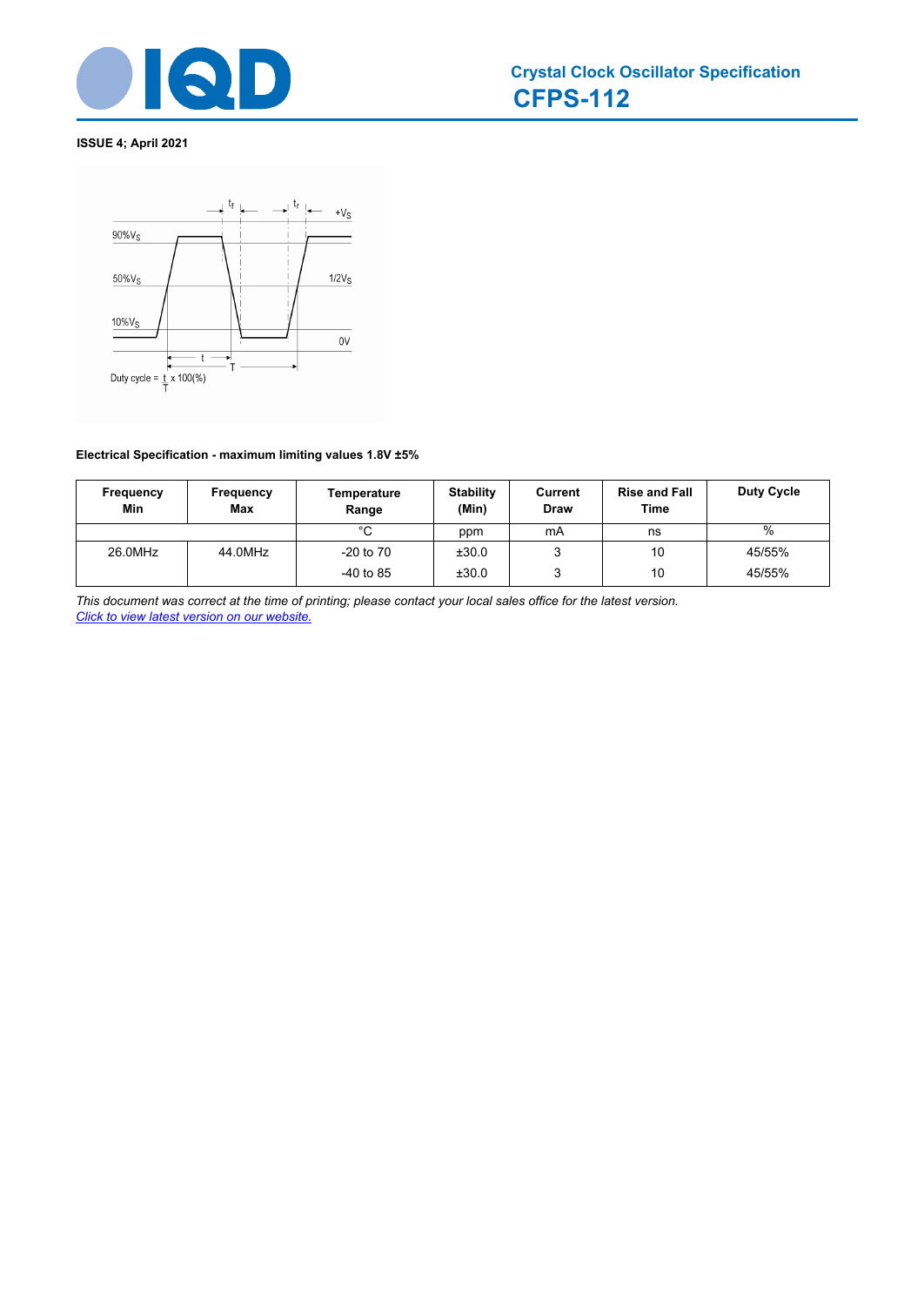**ISSUE 4; April 2021**

Duty cycle = $\frac{t}{T}$ x 100(%)

**Electrical Specification - maximum limiting values 1.8V ±5%**

| Frequency Min | Frequency Max | Temperature Range | Stability (Min) | Current Draw | Rise and Fall Time | Duty Cycle |
|---|---|---|---|---|---|---|
| | | °C | ppm | mA | ns | % |
| 26.0MHz | 44.0MHz | -20 to 70 | ±30.0 | 3 | 10 | 45/55% |
| | | -40 to 85 | ±30.0 | 3 | 10 | 45/55% |

*This document was correct at the time of printing; please contact your local sales office for the latest version.*
*Click to view latest version on our website.*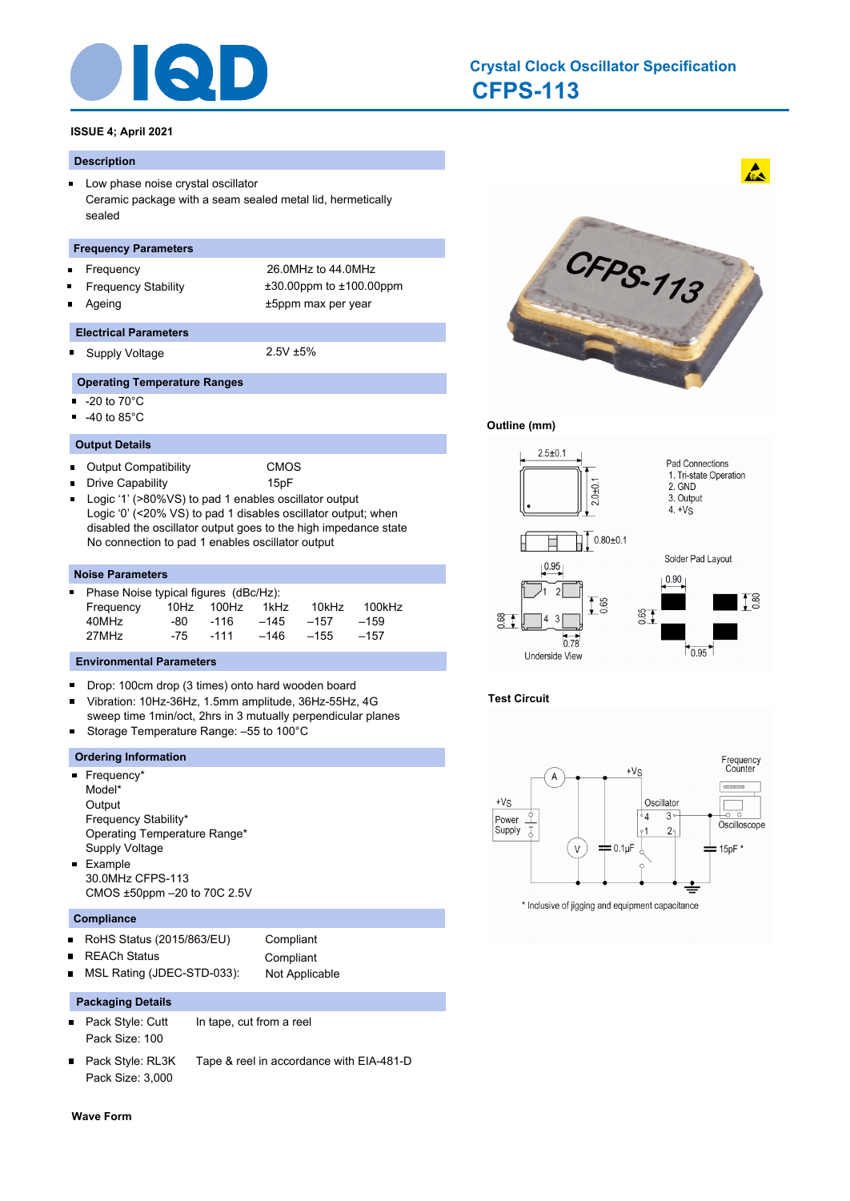# Crystal Clock Oscillator Specification

## CFPS-113

**ISSUE 4; April 2021**

### Description

- Low phase noise crystal oscillator
  Ceramic package with a seam sealed metal lid, hermetically sealed

### Frequency Parameters

- Frequency: 26.0MHz to 44.0MHz
- Frequency Stability: ±30.00ppm to ±100.00ppm
- Ageing: ±5ppm max per year

### Electrical Parameters

- Supply Voltage: 2.5V ±5%

### Operating Temperature Ranges

- -20 to 70°C
- -40 to 85°C

### Output Details

- Output Compatibility: CMOS
- Drive Capability: 15pF
- Logic '1' (>80%VS) to pad 1 enables oscillator output
  Logic '0' (<20% VS) to pad 1 disables oscillator output; when disabled the oscillator output goes to the high impedance state
  No connection to pad 1 enables oscillator output

### Noise Parameters

- Phase Noise typical figures (dBc/Hz):

| Frequency | 10Hz | 100Hz | 1kHz | 10kHz | 100kHz |
|---|---|---|---|---|---|
| 40MHz | -80 | -116 | –145 | –157 | –159 |
| 27MHz | -75 | -111 | –146 | –155 | –157 |

### Environmental Parameters

- Drop: 100cm drop (3 times) onto hard wooden board
- Vibration: 10Hz-36Hz, 1.5mm amplitude, 36Hz-55Hz, 4G sweep time 1min/oct, 2hrs in 3 mutually perpendicular planes
- Storage Temperature Range: –55 to 100°C

### Ordering Information

- Frequency*
  Model*
  Output
  Frequency Stability*
  Operating Temperature Range*
  Supply Voltage
- Example
  30.0MHz CFPS-113
  CMOS ±50ppm –20 to 70C 2.5V

### Compliance

- RoHS Status (2015/863/EU): Compliant
- REACh Status: Compliant
- MSL Rating (JDEC-STD-033): Not Applicable

### Packaging Details

- Pack Style: Cutt — In tape, cut from a reel
  Pack Size: 100
- Pack Style: RL3K — Tape & reel in accordance with EIA-481-D
  Pack Size: 3,000

### Outline (mm)

2.5±0.1, 2.0±0.1, 0.80±0.1

Pad Connections
1. Tri-state Operation
2. GND
3. Output
4. +VS

Underside View: 0.95, 0.65, 0.68, 0.78

Solder Pad Layout: 0.90, 0.80, 0.65, 0.95

### Test Circuit

\* Inclusive of jigging and equipment capacitance

### Wave Form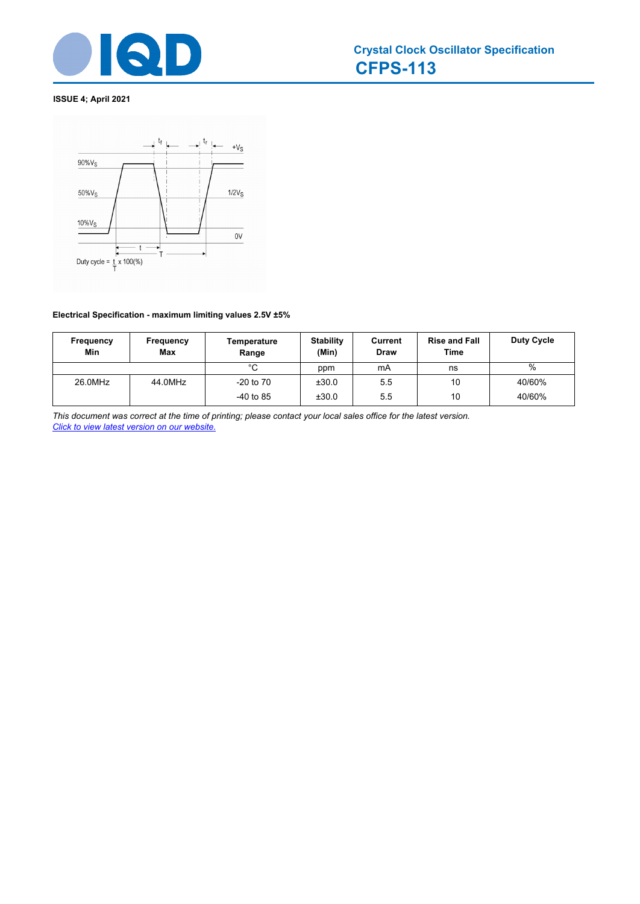**Crystal Clock Oscillator Specification**

# CFPS-113

**ISSUE 4; April 2021**

**Electrical Specification - maximum limiting values 2.5V ±5%**

| Frequency Min | Frequency Max | Temperature Range | Stability (Min) | Current Draw | Rise and Fall Time | Duty Cycle |
|---|---|---|---|---|---|---|
| | | °C | ppm | mA | ns | % |
| 26.0MHz | 44.0MHz | -20 to 70 | ±30.0 | 5.5 | 10 | 40/60% |
| | | -40 to 85 | ±30.0 | 5.5 | 10 | 40/60% |

*This document was correct at the time of printing; please contact your local sales office for the latest version.*
*Click to view latest version on our website.*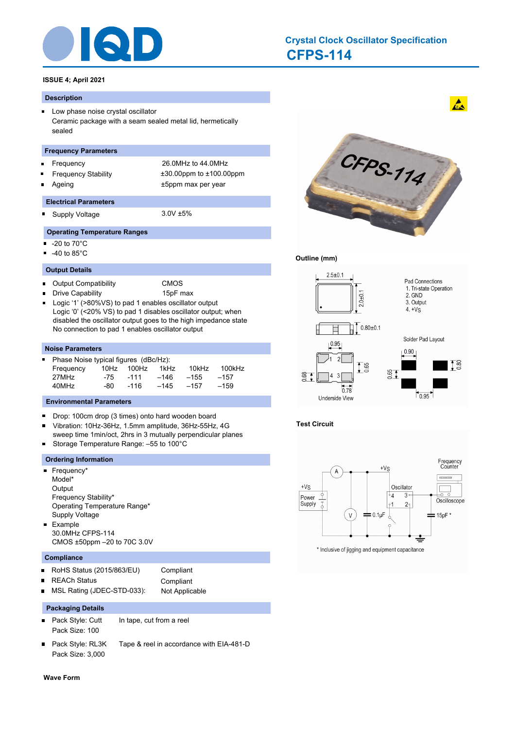# Crystal Clock Oscillator Specification

# CFPS-114

**ISSUE 4; April 2021**

## Description

- Low phase noise crystal oscillator
  Ceramic package with a seam sealed metal lid, hermetically sealed

## Frequency Parameters

- Frequency: 26.0MHz to 44.0MHz
- Frequency Stability: ±30.00ppm to ±100.00ppm
- Ageing: ±5ppm max per year

## Electrical Parameters

- Supply Voltage: 3.0V ±5%

## Operating Temperature Ranges

- -20 to 70°C
- -40 to 85°C

## Output Details

- Output Compatibility: CMOS
- Drive Capability: 15pF max
- Logic ‘1’ (>80%VS) to pad 1 enables oscillator output
  Logic ‘0’ (<20% VS) to pad 1 disables oscillator output; when disabled the oscillator output goes to the high impedance state
  No connection to pad 1 enables oscillator output

## Noise Parameters

- Phase Noise typical figures (dBc/Hz):

| Frequency | 10Hz | 100Hz | 1kHz | 10kHz | 100kHz |
|---|---|---|---|---|---|
| 27MHz | -75 | -111 | –146 | –155 | –157 |
| 40MHz | -80 | -116 | –145 | –157 | –159 |

## Environmental Parameters

- Drop: 100cm drop (3 times) onto hard wooden board
- Vibration: 10Hz-36Hz, 1.5mm amplitude, 36Hz-55Hz, 4G sweep time 1min/oct, 2hrs in 3 mutually perpendicular planes
- Storage Temperature Range: –55 to 100°C

## Ordering Information

- Frequency*
  Model*
  Output
  Frequency Stability*
  Operating Temperature Range*
  Supply Voltage
- Example
  30.0MHz CFPS-114
  CMOS ±50ppm –20 to 70C 3.0V

## Compliance

- RoHS Status (2015/863/EU): Compliant
- REACh Status: Compliant
- MSL Rating (JDEC-STD-033): Not Applicable

## Packaging Details

- Pack Style: Cutt — In tape, cut from a reel
  Pack Size: 100
- Pack Style: RL3K — Tape & reel in accordance with EIA-481-D
  Pack Size: 3,000

## Outline (mm)

2.5±0.1, 2.0±0.1, 0.80±0.1

Pad Connections
1. Tri-state Operation
2. GND
3. Output
4. +VS

Underside View: 0.95, 0.65, 0.68, 0.78

Solder Pad Layout: 0.90, 0.80, 0.65, 0.95

## Test Circuit

+VS, Power Supply, A, V, 0.1μF, Oscillator (pads 1–4), Frequency Counter, Oscilloscope, 15pF *

\* Inclusive of jigging and equipment capacitance

## Wave Form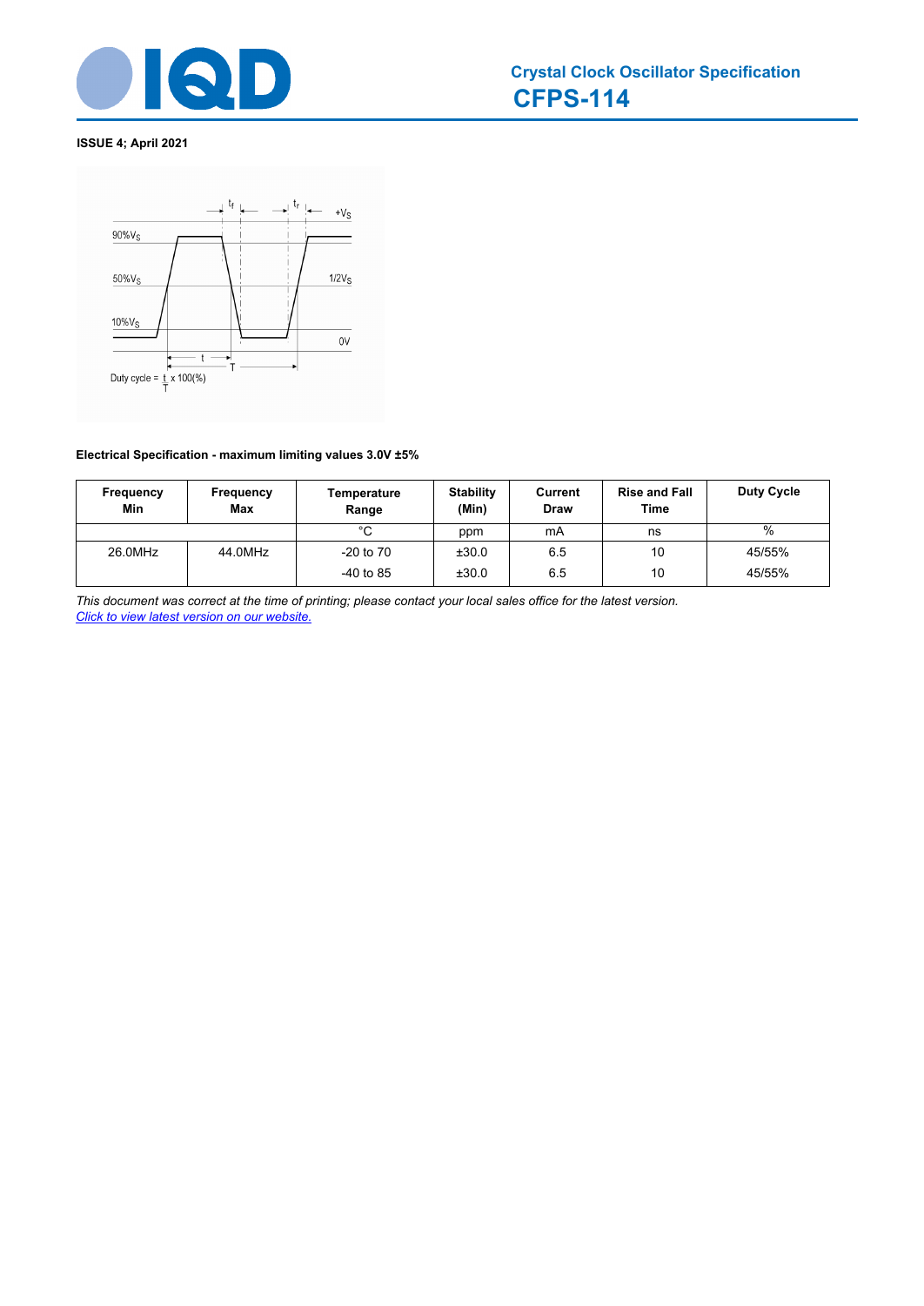# Crystal Clock Oscillator Specification

## CFPS-114

**ISSUE 4; April 2021**

**Electrical Specification - maximum limiting values 3.0V ±5%**

| Frequency Min | Frequency Max | Temperature Range | Stability (Min) | Current Draw | Rise and Fall Time | Duty Cycle |
|---|---|---|---|---|---|---|
| | | °C | ppm | mA | ns | % |
| 26.0MHz | 44.0MHz | -20 to 70 | ±30.0 | 6.5 | 10 | 45/55% |
| | | -40 to 85 | ±30.0 | 6.5 | 10 | 45/55% |

*This document was correct at the time of printing; please contact your local sales office for the latest version.*
*Click to view latest version on our website.*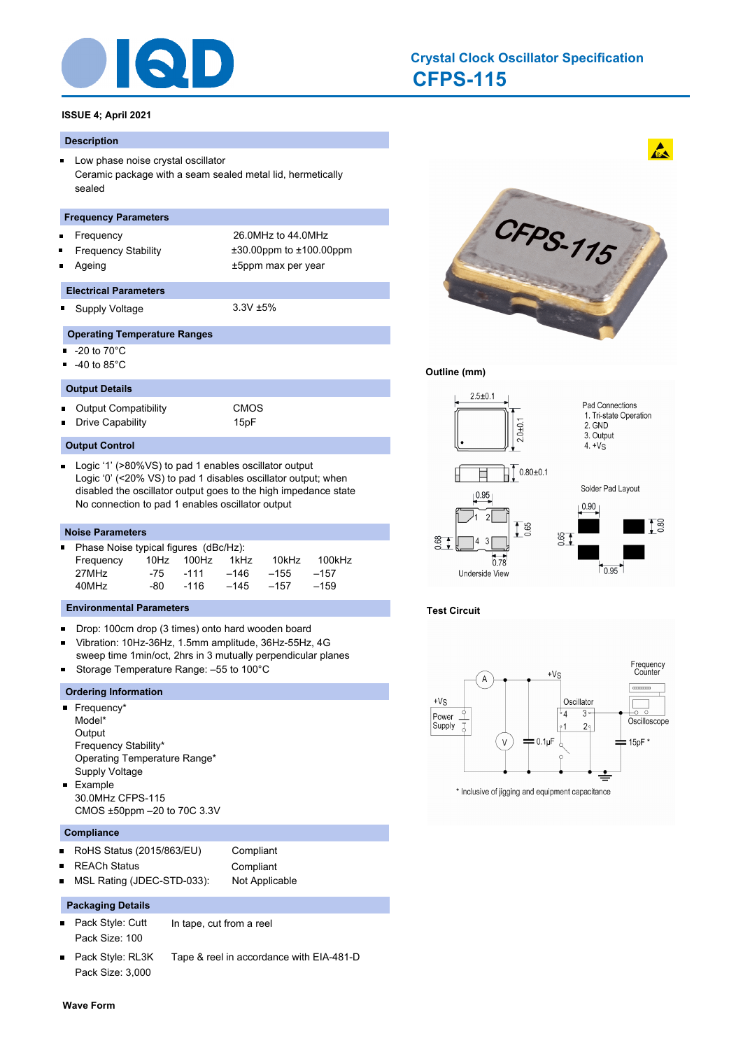# Crystal Clock Oscillator Specification

## CFPS-115

**ISSUE 4; April 2021**

### Description

- Low phase noise crystal oscillator
  Ceramic package with a seam sealed metal lid, hermetically sealed

### Frequency Parameters

- Frequency: 26.0MHz to 44.0MHz
- Frequency Stability: ±30.00ppm to ±100.00ppm
- Ageing: ±5ppm max per year

### Electrical Parameters

- Supply Voltage: 3.3V ±5%

### Operating Temperature Ranges

- -20 to 70°C
- -40 to 85°C

### Output Details

- Output Compatibility: CMOS
- Drive Capability: 15pF

### Output Control

- Logic '1' (>80%VS) to pad 1 enables oscillator output
  Logic '0' (<20% VS) to pad 1 disables oscillator output; when disabled the oscillator output goes to the high impedance state
  No connection to pad 1 enables oscillator output

### Noise Parameters

- Phase Noise typical figures (dBc/Hz):

| Frequency | 10Hz | 100Hz | 1kHz | 10kHz | 100kHz |
|---|---|---|---|---|---|
| 27MHz | -75 | -111 | –146 | –155 | –157 |
| 40MHz | -80 | -116 | –145 | –157 | –159 |

### Environmental Parameters

- Drop: 100cm drop (3 times) onto hard wooden board
- Vibration: 10Hz-36Hz, 1.5mm amplitude, 36Hz-55Hz, 4G sweep time 1min/oct, 2hrs in 3 mutually perpendicular planes
- Storage Temperature Range: –55 to 100°C

### Ordering Information

- Frequency*
  Model*
  Output
  Frequency Stability*
  Operating Temperature Range*
  Supply Voltage
- Example
  30.0MHz CFPS-115
  CMOS ±50ppm –20 to 70C 3.3V

### Compliance

- RoHS Status (2015/863/EU): Compliant
- REACh Status: Compliant
- MSL Rating (JDEC-STD-033): Not Applicable

### Packaging Details

- Pack Style: Cutt — In tape, cut from a reel
  Pack Size: 100
- Pack Style: RL3K — Tape & reel in accordance with EIA-481-D
  Pack Size: 3,000

### Outline (mm)

2.5±0.1, 2.0±0.1, 0.80±0.1

Pad Connections
1. Tri-state Operation
2. GND
3. Output
4. +VS

Underside View: 0.95, 0.68, 0.65, 0.78

Solder Pad Layout: 0.90, 0.65, 0.80, 0.95

### Test Circuit

+VS, Power Supply, A, V, 0.1µF, Oscillator (pads 1–4), Frequency Counter, Oscilloscope, 15pF *

\* Inclusive of jigging and equipment capacitance

### Wave Form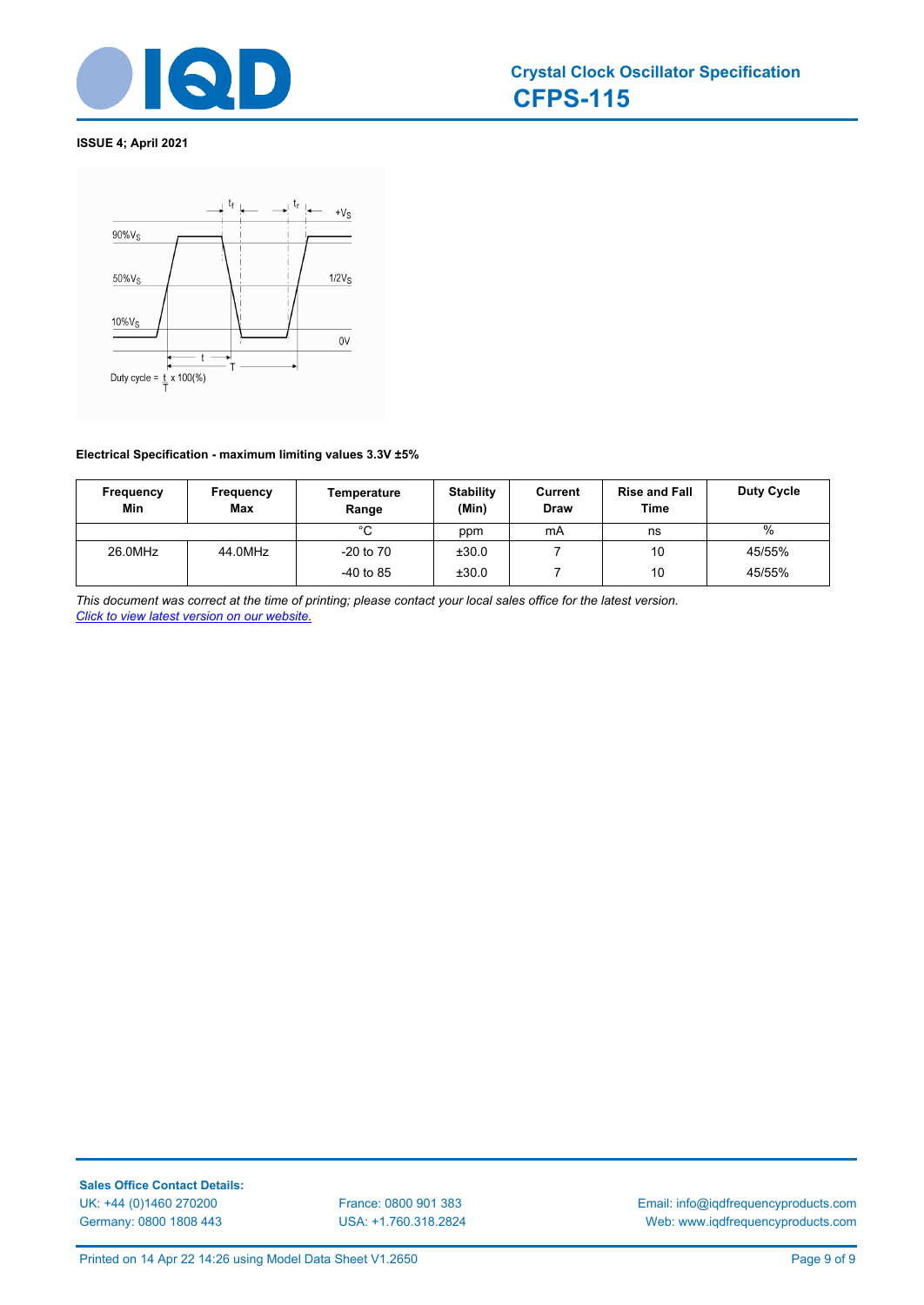ISSUE 4; April 2021

$t_f$ $t_r$ $+V_S$

$90\%V_S$

$50\%V_S$ $1/2V_S$

$10\%V_S$

0V

t

T

Duty cycle = $\frac{t}{T}$ x 100(%)

**Electrical Specification - maximum limiting values 3.3V ±5%**

| Frequency Min | Frequency Max | Temperature Range | Stability (Min) | Current Draw | Rise and Fall Time | Duty Cycle |
|---|---|---|---|---|---|---|
| | | °C | ppm | mA | ns | % |
| 26.0MHz | 44.0MHz | -20 to 70 | ±30.0 | 7 | 10 | 45/55% |
| | | -40 to 85 | ±30.0 | 7 | 10 | 45/55% |

*This document was correct at the time of printing; please contact your local sales office for the latest version.*
*Click to view latest version on our website.*

**Sales Office Contact Details:**
UK: +44 (0)1460 270200
Germany: 0800 1808 443
France: 0800 901 383
USA: +1.760.318.2824
Email: info@iqdfrequencyproducts.com
Web: www.iqdfrequencyproducts.com